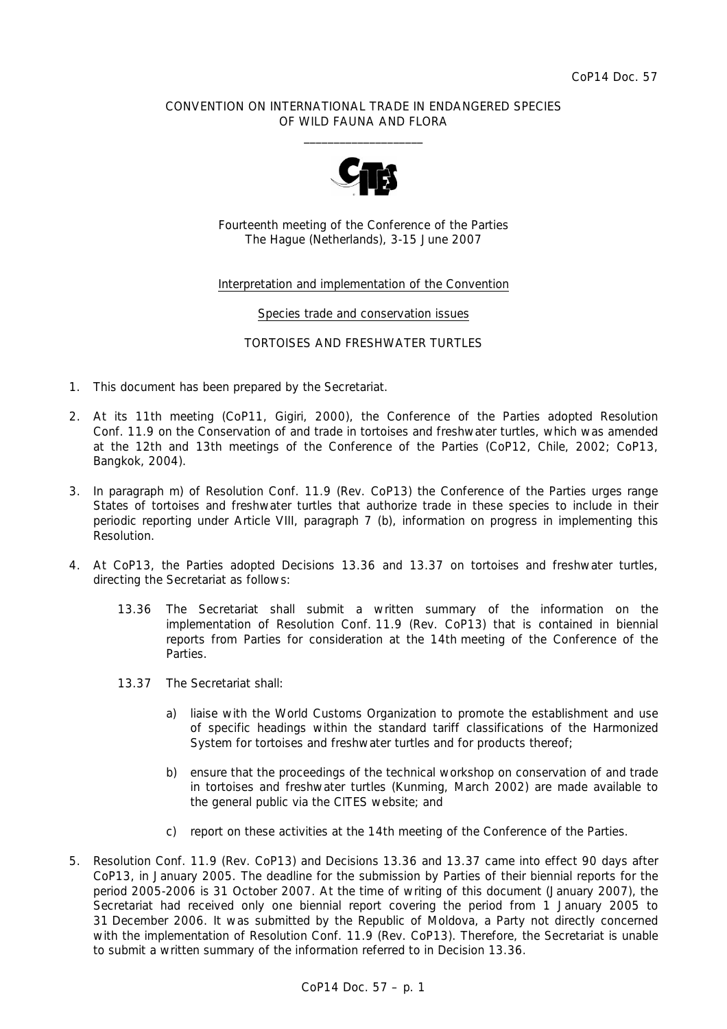CoP14 Doc. 57

CONVENTION ON INTERNATIONAL TRADE IN ENDANGERED SPECIES
OF WILD FAUNA AND FLORA

\_\_\_\_\_\_\_\_\_\_\_\_\_\_\_\_\_\_\_\_

Fourteenth meeting of the Conference of the Parties
The Hague (Netherlands), 3-15 June 2007

Interpretation and implementation of the Convention

Species trade and conservation issues

TORTOISES AND FRESHWATER TURTLES

1. This document has been prepared by the Secretariat.

2. At its 11th meeting (CoP11, Gigiri, 2000), the Conference of the Parties adopted Resolution Conf. 11.9 on the Conservation of and trade in tortoises and freshwater turtles, which was amended at the 12th and 13th meetings of the Conference of the Parties (CoP12, Chile, 2002; CoP13, Bangkok, 2004).

3. In paragraph m) of Resolution Conf. 11.9 (Rev. CoP13) the Conference of the Parties urges range States of tortoises and freshwater turtles that authorize trade in these species to include in their periodic reporting under Article VIII, paragraph 7 (b), information on progress in implementing this Resolution.

4. At CoP13, the Parties adopted Decisions 13.36 and 13.37 on tortoises and freshwater turtles, directing the Secretariat as follows:

   13.36 The Secretariat shall submit a written summary of the information on the implementation of Resolution Conf. 11.9 (Rev. CoP13) that is contained in biennial reports from Parties for consideration at the 14th meeting of the Conference of the Parties.

   13.37 The Secretariat shall:

   a) liaise with the World Customs Organization to promote the establishment and use of specific headings within the standard tariff classifications of the Harmonized System for tortoises and freshwater turtles and for products thereof;

   b) ensure that the proceedings of the technical workshop on conservation of and trade in tortoises and freshwater turtles (Kunming, March 2002) are made available to the general public via the CITES website; and

   c) report on these activities at the 14th meeting of the Conference of the Parties.

5. Resolution Conf. 11.9 (Rev. CoP13) and Decisions 13.36 and 13.37 came into effect 90 days after CoP13, in January 2005. The deadline for the submission by Parties of their biennial reports for the period 2005-2006 is 31 October 2007. At the time of writing of this document (January 2007), the Secretariat had received only one biennial report covering the period from 1 January 2005 to 31 December 2006. It was submitted by the Republic of Moldova, a Party not directly concerned with the implementation of Resolution Conf. 11.9 (Rev. CoP13). Therefore, the Secretariat is unable to submit a written summary of the information referred to in Decision 13.36.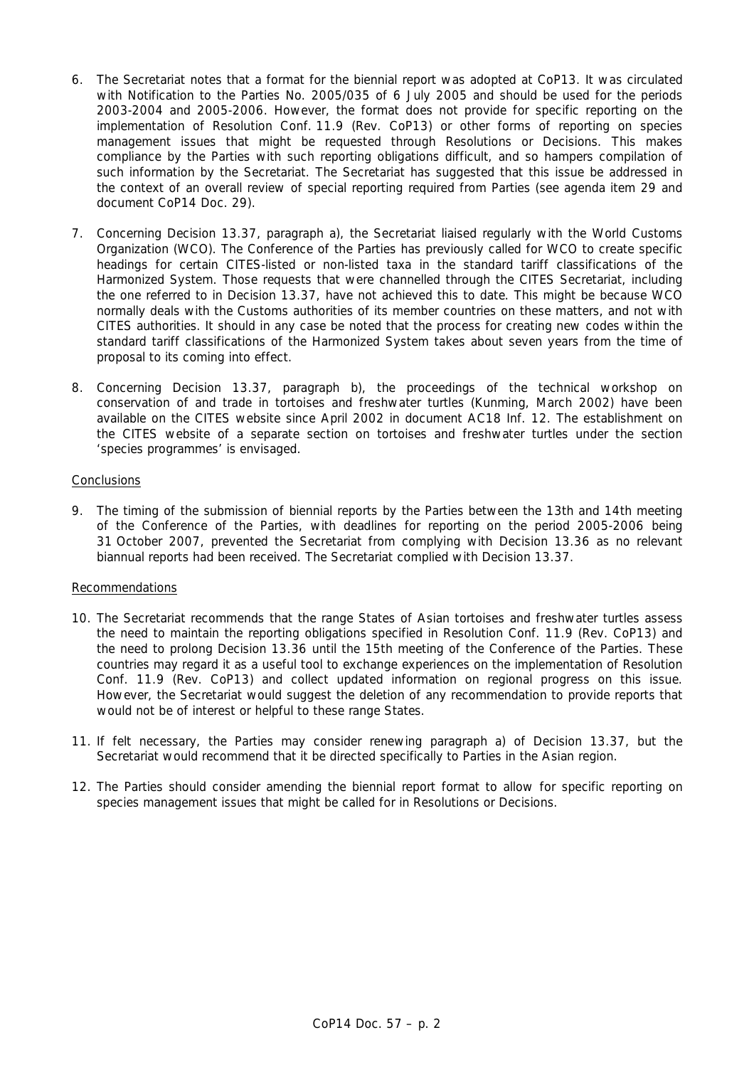6. The Secretariat notes that a format for the biennial report was adopted at CoP13. It was circulated with Notification to the Parties No. 2005/035 of 6 July 2005 and should be used for the periods 2003-2004 and 2005-2006. However, the format does not provide for specific reporting on the implementation of Resolution Conf. 11.9 (Rev. CoP13) or other forms of reporting on species management issues that might be requested through Resolutions or Decisions. This makes compliance by the Parties with such reporting obligations difficult, and so hampers compilation of such information by the Secretariat. The Secretariat has suggested that this issue be addressed in the context of an overall review of special reporting required from Parties (see agenda item 29 and document CoP14 Doc. 29).

7. Concerning Decision 13.37, paragraph a), the Secretariat liaised regularly with the World Customs Organization (WCO). The Conference of the Parties has previously called for WCO to create specific headings for certain CITES-listed or non-listed taxa in the standard tariff classifications of the Harmonized System. Those requests that were channelled through the CITES Secretariat, including the one referred to in Decision 13.37, have not achieved this to date. This might be because WCO normally deals with the Customs authorities of its member countries on these matters, and not with CITES authorities. It should in any case be noted that the process for creating new codes within the standard tariff classifications of the Harmonized System takes about seven years from the time of proposal to its coming into effect.

8. Concerning Decision 13.37, paragraph b), the proceedings of the technical workshop on conservation of and trade in tortoises and freshwater turtles (Kunming, March 2002) have been available on the CITES website since April 2002 in document AC18 Inf. 12. The establishment on the CITES website of a separate section on tortoises and freshwater turtles under the section 'species programmes' is envisaged.

Conclusions

9. The timing of the submission of biennial reports by the Parties between the 13th and 14th meeting of the Conference of the Parties, with deadlines for reporting on the period 2005-2006 being 31 October 2007, prevented the Secretariat from complying with Decision 13.36 as no relevant biannual reports had been received. The Secretariat complied with Decision 13.37.

Recommendations

10. The Secretariat recommends that the range States of Asian tortoises and freshwater turtles assess the need to maintain the reporting obligations specified in Resolution Conf. 11.9 (Rev. CoP13) and the need to prolong Decision 13.36 until the 15th meeting of the Conference of the Parties. These countries may regard it as a useful tool to exchange experiences on the implementation of Resolution Conf. 11.9 (Rev. CoP13) and collect updated information on regional progress on this issue. However, the Secretariat would suggest the deletion of any recommendation to provide reports that would not be of interest or helpful to these range States.

11. If felt necessary, the Parties may consider renewing paragraph a) of Decision 13.37, but the Secretariat would recommend that it be directed specifically to Parties in the Asian region.

12. The Parties should consider amending the biennial report format to allow for specific reporting on species management issues that might be called for in Resolutions or Decisions.